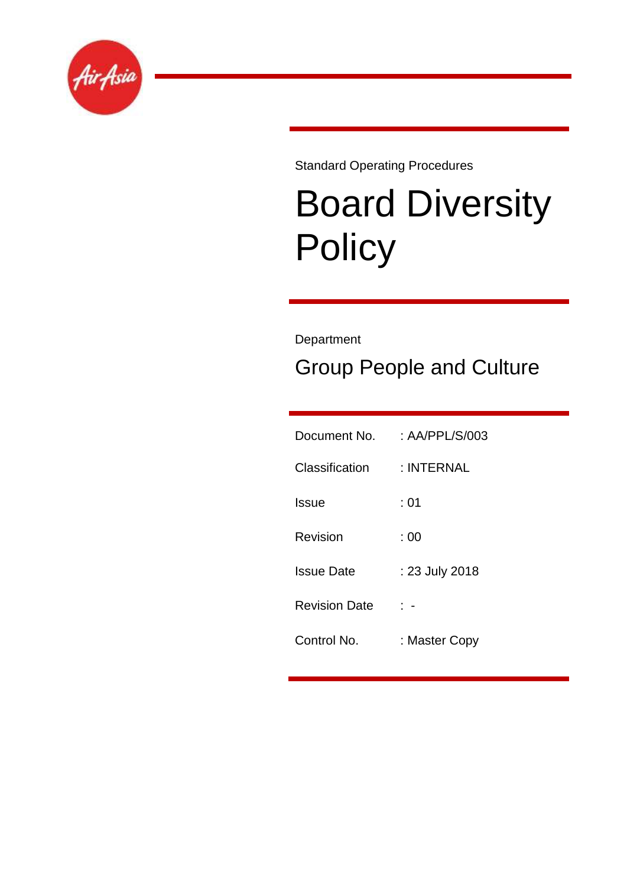Standard Operating Procedures

# Board Diversity Policy

Department

## Group People and Culture

| | |
|---|---|
| Document No. | : AA/PPL/S/003 |
| Classification | : INTERNAL |
| Issue | : 01 |
| Revision | : 00 |
| Issue Date | : 23 July 2018 |
| Revision Date | : - |
| Control No. | : Master Copy |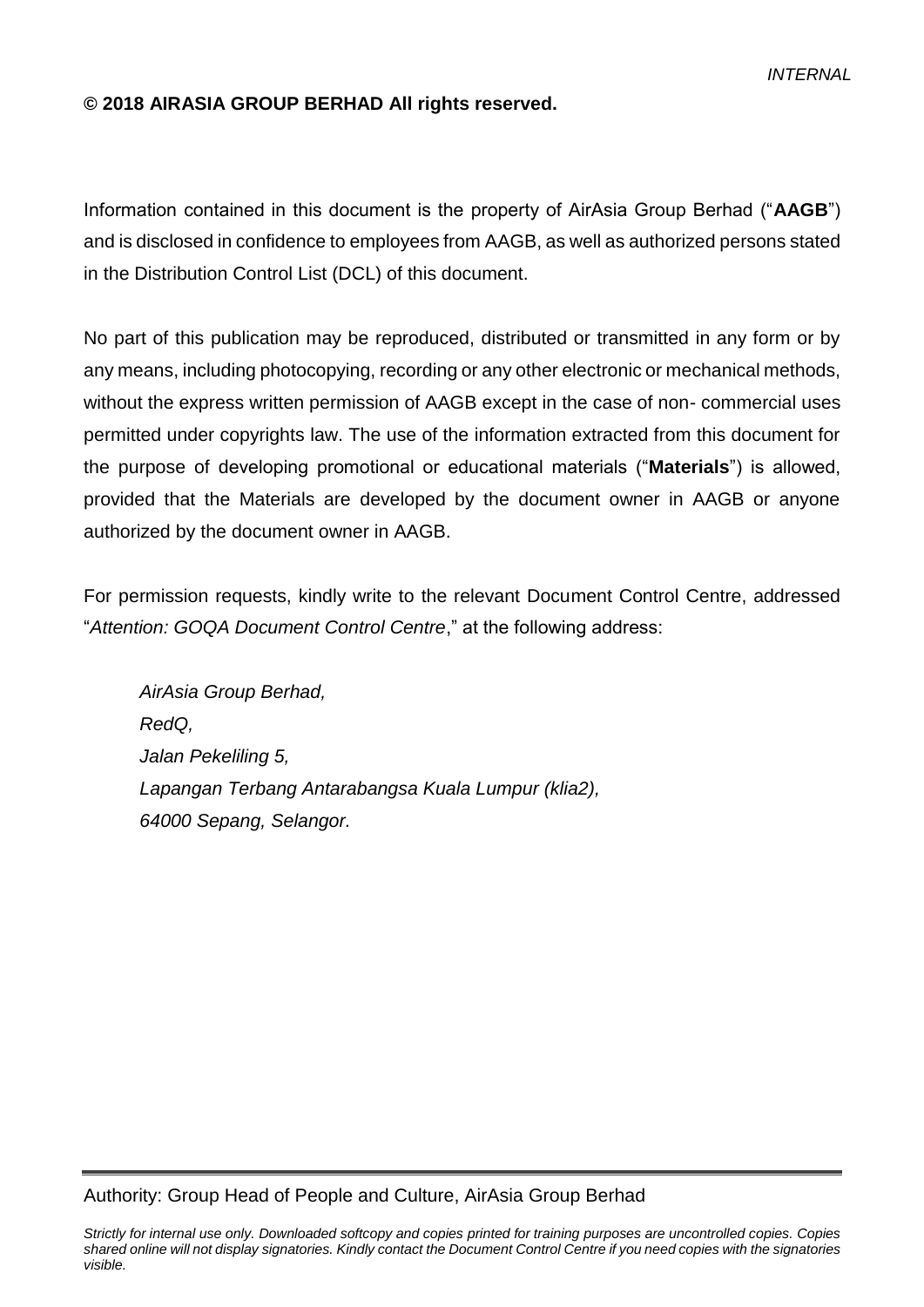**© 2018 AIRASIA GROUP BERHAD All rights reserved.**

Information contained in this document is the property of AirAsia Group Berhad ("**AAGB**") and is disclosed in confidence to employees from AAGB, as well as authorized persons stated in the Distribution Control List (DCL) of this document.

No part of this publication may be reproduced, distributed or transmitted in any form or by any means, including photocopying, recording or any other electronic or mechanical methods, without the express written permission of AAGB except in the case of non- commercial uses permitted under copyrights law. The use of the information extracted from this document for the purpose of developing promotional or educational materials ("**Materials**") is allowed, provided that the Materials are developed by the document owner in AAGB or anyone authorized by the document owner in AAGB.

For permission requests, kindly write to the relevant Document Control Centre, addressed "*Attention: GOQA Document Control Centre*," at the following address:

*AirAsia Group Berhad,*
*RedQ,*
*Jalan Pekeliling 5,*
*Lapangan Terbang Antarabangsa Kuala Lumpur (klia2),*
*64000 Sepang, Selangor.*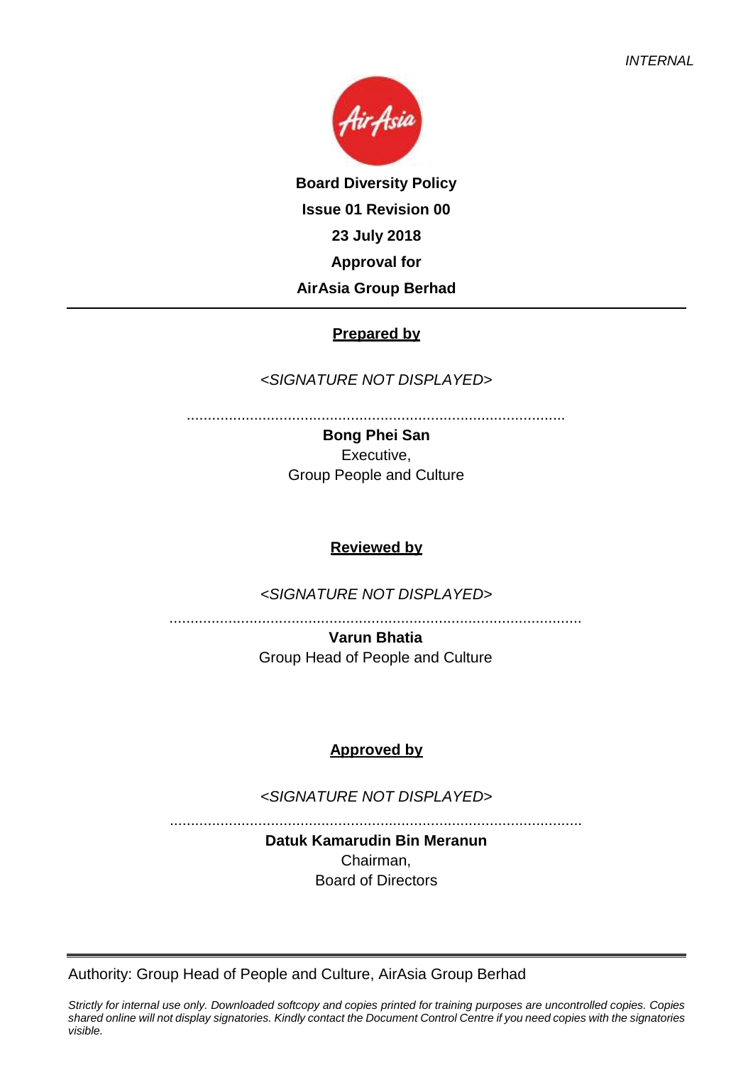*INTERNAL*

**Board Diversity Policy**

**Issue 01 Revision 00**

**23 July 2018**

**Approval for**

**AirAsia Group Berhad**

---

**Prepared by**

*<SIGNATURE NOT DISPLAYED>*

..........................................................................................

**Bong Phei San**
Executive,
Group People and Culture

**Reviewed by**

*<SIGNATURE NOT DISPLAYED>*

..........................................................................................

**Varun Bhatia**
Group Head of People and Culture

**Approved by**

*<SIGNATURE NOT DISPLAYED>*

..........................................................................................

**Datuk Kamarudin Bin Meranun**
Chairman,
Board of Directors

---

Authority: Group Head of People and Culture, AirAsia Group Berhad

*Strictly for internal use only. Downloaded softcopy and copies printed for training purposes are uncontrolled copies. Copies shared online will not display signatories. Kindly contact the Document Control Centre if you need copies with the signatories visible.*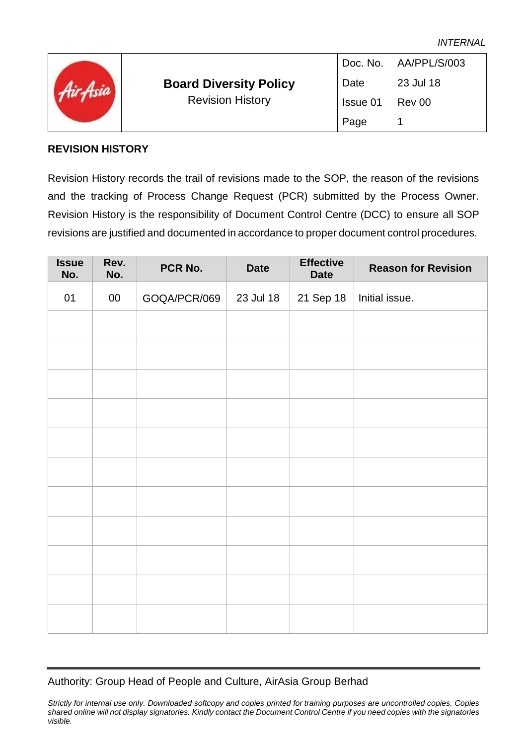INTERNAL

| | Board Diversity Policy<br>Revision History | Doc. No. | AA/PPL/S/003 |
|---|---|---|---|
| | | Date | 23 Jul 18 |
| | | Issue 01 | Rev 00 |
| | | Page | 1 |

## REVISION HISTORY

Revision History records the trail of revisions made to the SOP, the reason of the revisions and the tracking of Process Change Request (PCR) submitted by the Process Owner. Revision History is the responsibility of Document Control Centre (DCC) to ensure all SOP revisions are justified and documented in accordance to proper document control procedures.

| Issue No. | Rev. No. | PCR No. | Date | Effective Date | Reason for Revision |
|---|---|---|---|---|---|
| 01 | 00 | GOQA/PCR/069 | 23 Jul 18 | 21 Sep 18 | Initial issue. |
| | | | | | |
| | | | | | |
| | | | | | |
| | | | | | |
| | | | | | |
| | | | | | |
| | | | | | |
| | | | | | |
| | | | | | |
| | | | | | |
| | | | | | |

Authority: Group Head of People and Culture, AirAsia Group Berhad

*Strictly for internal use only. Downloaded softcopy and copies printed for training purposes are uncontrolled copies. Copies shared online will not display signatories. Kindly contact the Document Control Centre if you need copies with the signatories visible.*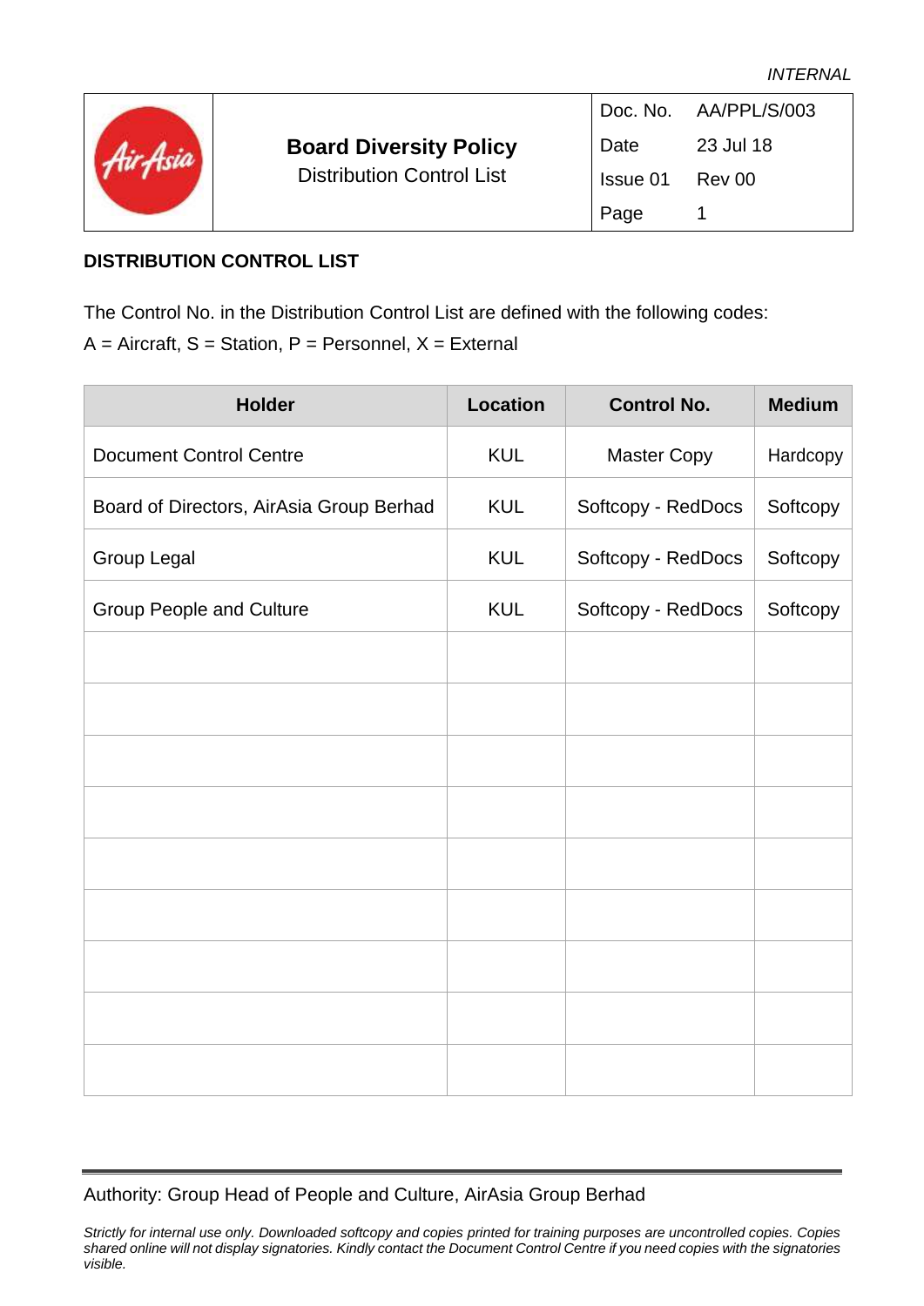INTERNAL

| | Board Diversity Policy<br>Distribution Control List | Doc. No. | AA/PPL/S/003 |
|---|---|---|---|
| | | Date | 23 Jul 18 |
| | | Issue 01 | Rev 00 |
| | | Page | 1 |

## DISTRIBUTION CONTROL LIST

The Control No. in the Distribution Control List are defined with the following codes:
A = Aircraft, S = Station, P = Personnel, X = External

| Holder | Location | Control No. | Medium |
|---|---|---|---|
| Document Control Centre | KUL | Master Copy | Hardcopy |
| Board of Directors, AirAsia Group Berhad | KUL | Softcopy - RedDocs | Softcopy |
| Group Legal | KUL | Softcopy - RedDocs | Softcopy |
| Group People and Culture | KUL | Softcopy - RedDocs | Softcopy |
| | | | |
| | | | |
| | | | |
| | | | |
| | | | |
| | | | |
| | | | |
| | | | |
| | | | |

Authority: Group Head of People and Culture, AirAsia Group Berhad

*Strictly for internal use only. Downloaded softcopy and copies printed for training purposes are uncontrolled copies. Copies shared online will not display signatories. Kindly contact the Document Control Centre if you need copies with the signatories visible.*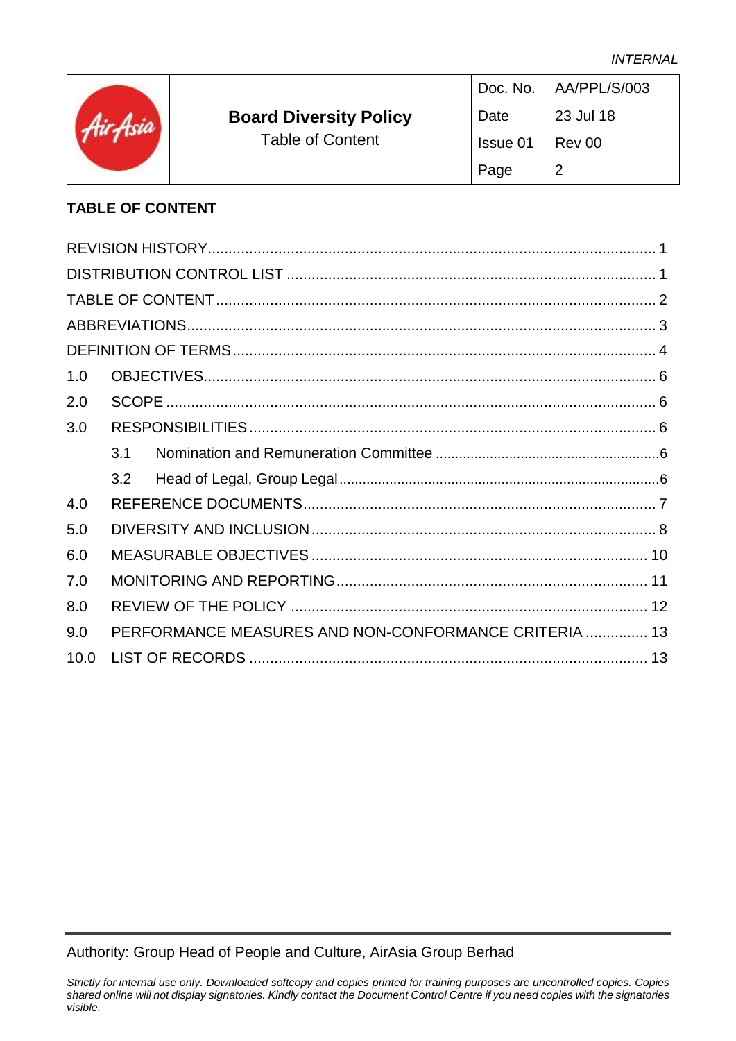## TABLE OF CONTENT

| | | | |
|---|---|---|---|
| REVISION HISTORY | | | 1 |
| DISTRIBUTION CONTROL LIST | | | 1 |
| TABLE OF CONTENT | | | 2 |
| ABBREVIATIONS | | | 3 |
| DEFINITION OF TERMS | | | 4 |
| 1.0 | OBJECTIVES | | 6 |
| 2.0 | SCOPE | | 6 |
| 3.0 | RESPONSIBILITIES | | 6 |
| | 3.1 | Nomination and Remuneration Committee | 6 |
| | 3.2 | Head of Legal, Group Legal | 6 |
| 4.0 | REFERENCE DOCUMENTS | | 7 |
| 5.0 | DIVERSITY AND INCLUSION | | 8 |
| 6.0 | MEASURABLE OBJECTIVES | | 10 |
| 7.0 | MONITORING AND REPORTING | | 11 |
| 8.0 | REVIEW OF THE POLICY | | 12 |
| 9.0 | PERFORMANCE MEASURES AND NON-CONFORMANCE CRITERIA | | 13 |
| 10.0 | LIST OF RECORDS | | 13 |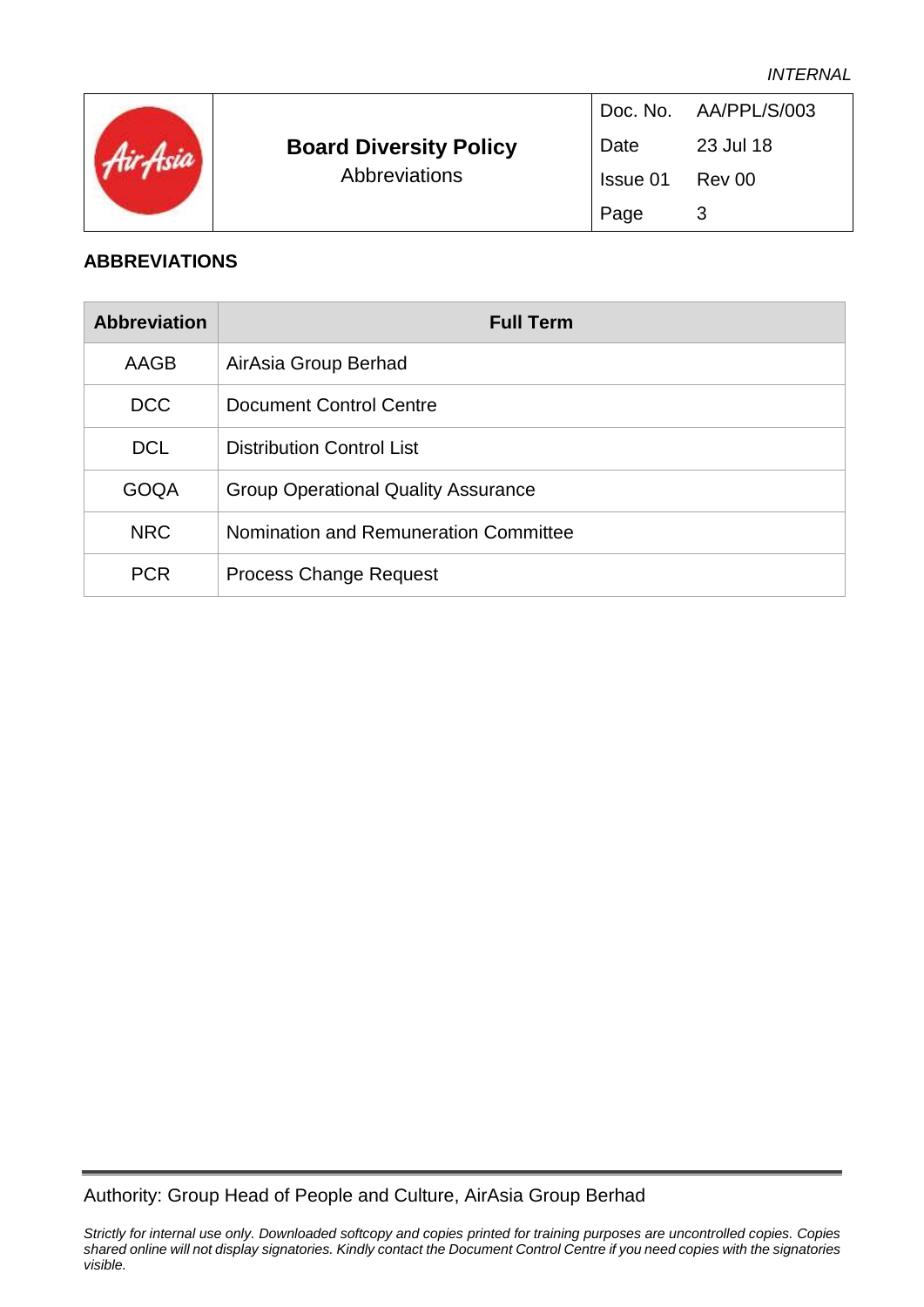## ABBREVIATIONS

| Abbreviation | Full Term |
|---|---|
| AAGB | AirAsia Group Berhad |
| DCC | Document Control Centre |
| DCL | Distribution Control List |
| GOQA | Group Operational Quality Assurance |
| NRC | Nomination and Remuneration Committee |
| PCR | Process Change Request |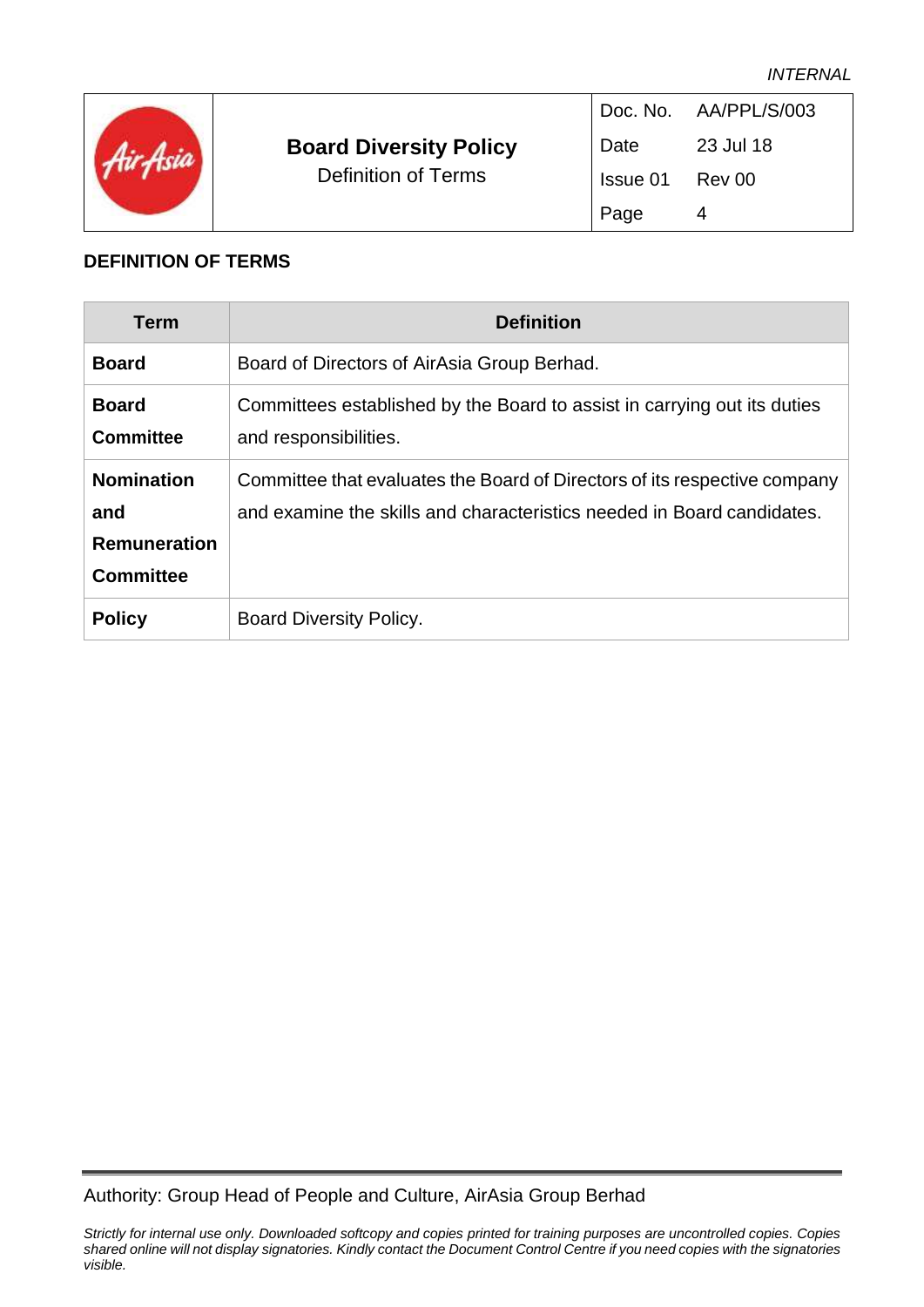## DEFINITION OF TERMS

| Term | Definition |
|---|---|
| **Board** | Board of Directors of AirAsia Group Berhad. |
| **Board Committee** | Committees established by the Board to assist in carrying out its duties and responsibilities. |
| **Nomination and Remuneration Committee** | Committee that evaluates the Board of Directors of its respective company and examine the skills and characteristics needed in Board candidates. |
| **Policy** | Board Diversity Policy. |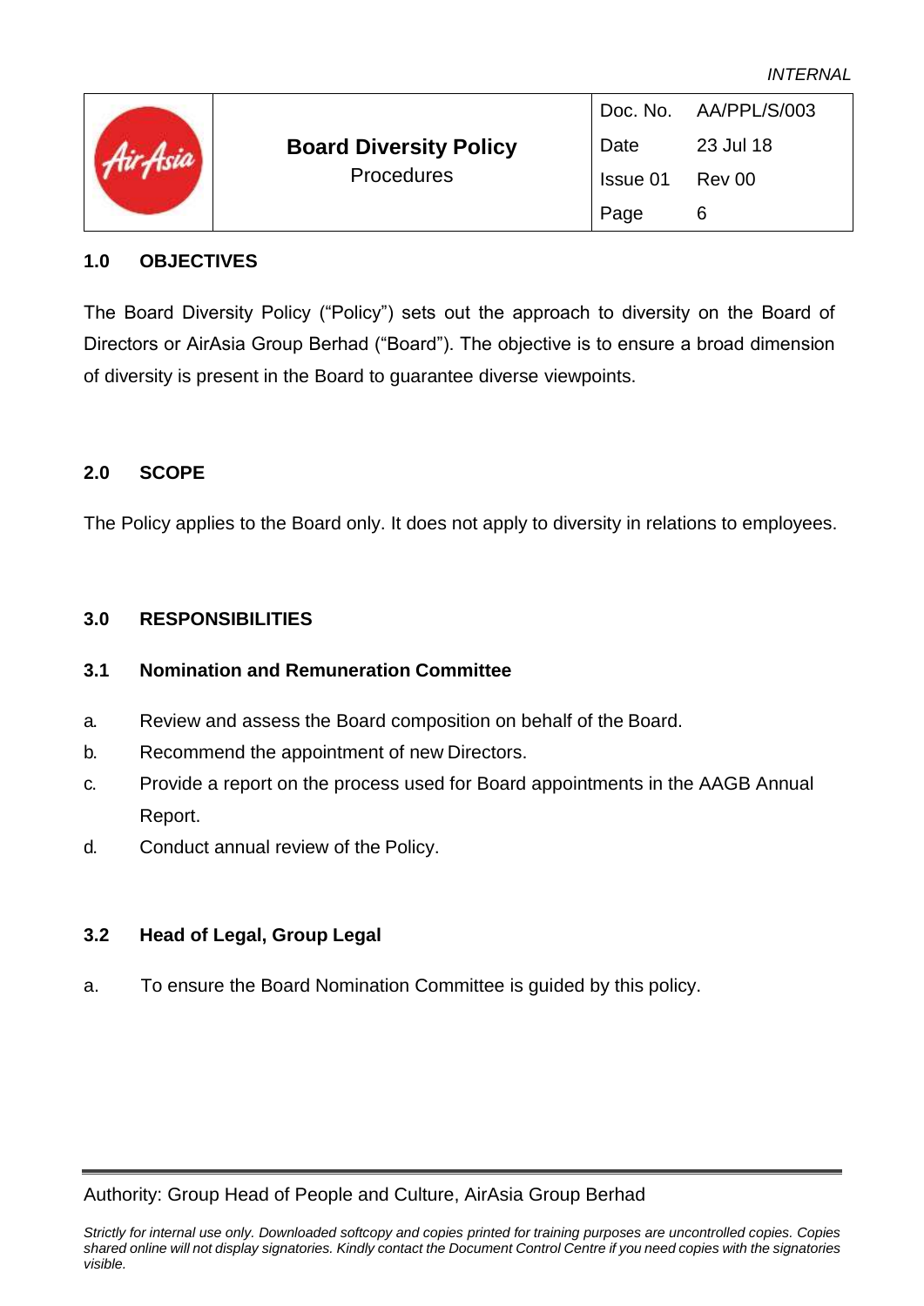INTERNAL

| | Board Diversity Policy<br>Procedures | Doc. No. | AA/PPL/S/003 |
|---|---|---|---|
| | | Date | 23 Jul 18 |
| | | Issue 01 | Rev 00 |
| | | Page | 6 |

## 1.0 OBJECTIVES

The Board Diversity Policy ("Policy") sets out the approach to diversity on the Board of Directors or AirAsia Group Berhad ("Board"). The objective is to ensure a broad dimension of diversity is present in the Board to guarantee diverse viewpoints.

## 2.0 SCOPE

The Policy applies to the Board only. It does not apply to diversity in relations to employees.

## 3.0 RESPONSIBILITIES

### 3.1 Nomination and Remuneration Committee

a. Review and assess the Board composition on behalf of the Board.

b. Recommend the appointment of new Directors.

c. Provide a report on the process used for Board appointments in the AAGB Annual Report.

d. Conduct annual review of the Policy.

### 3.2 Head of Legal, Group Legal

a. To ensure the Board Nomination Committee is guided by this policy.

Authority: Group Head of People and Culture, AirAsia Group Berhad

*Strictly for internal use only. Downloaded softcopy and copies printed for training purposes are uncontrolled copies. Copies shared online will not display signatories. Kindly contact the Document Control Centre if you need copies with the signatories visible.*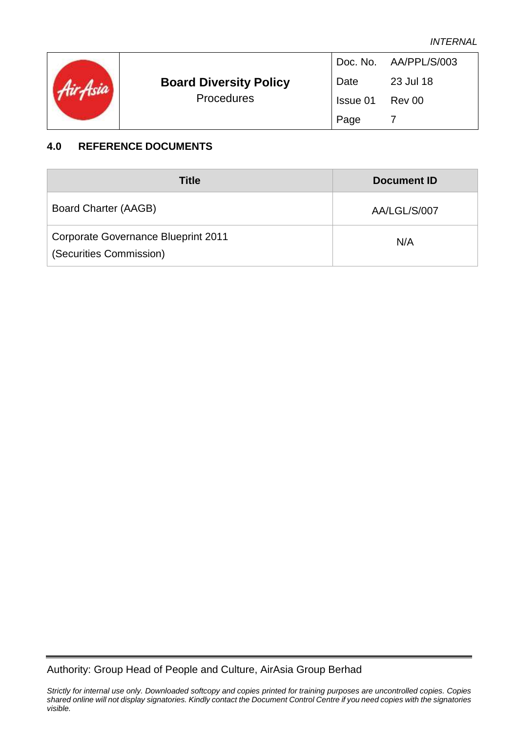## 4.0 REFERENCE DOCUMENTS

| Title | Document ID |
|---|---|
| Board Charter (AAGB) | AA/LGL/S/007 |
| Corporate Governance Blueprint 2011 (Securities Commission) | N/A |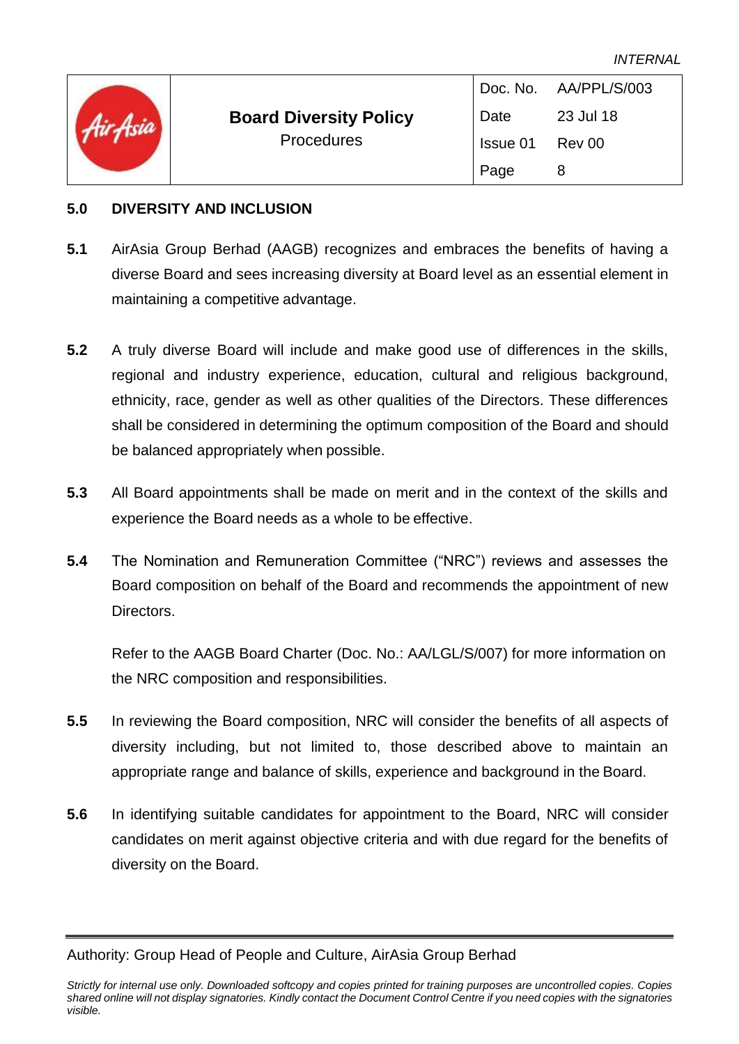## 5.0 DIVERSITY AND INCLUSION

**5.1** AirAsia Group Berhad (AAGB) recognizes and embraces the benefits of having a diverse Board and sees increasing diversity at Board level as an essential element in maintaining a competitive advantage.

**5.2** A truly diverse Board will include and make good use of differences in the skills, regional and industry experience, education, cultural and religious background, ethnicity, race, gender as well as other qualities of the Directors. These differences shall be considered in determining the optimum composition of the Board and should be balanced appropriately when possible.

**5.3** All Board appointments shall be made on merit and in the context of the skills and experience the Board needs as a whole to be effective.

**5.4** The Nomination and Remuneration Committee ("NRC") reviews and assesses the Board composition on behalf of the Board and recommends the appointment of new Directors.

Refer to the AAGB Board Charter (Doc. No.: AA/LGL/S/007) for more information on the NRC composition and responsibilities.

**5.5** In reviewing the Board composition, NRC will consider the benefits of all aspects of diversity including, but not limited to, those described above to maintain an appropriate range and balance of skills, experience and background in the Board.

**5.6** In identifying suitable candidates for appointment to the Board, NRC will consider candidates on merit against objective criteria and with due regard for the benefits of diversity on the Board.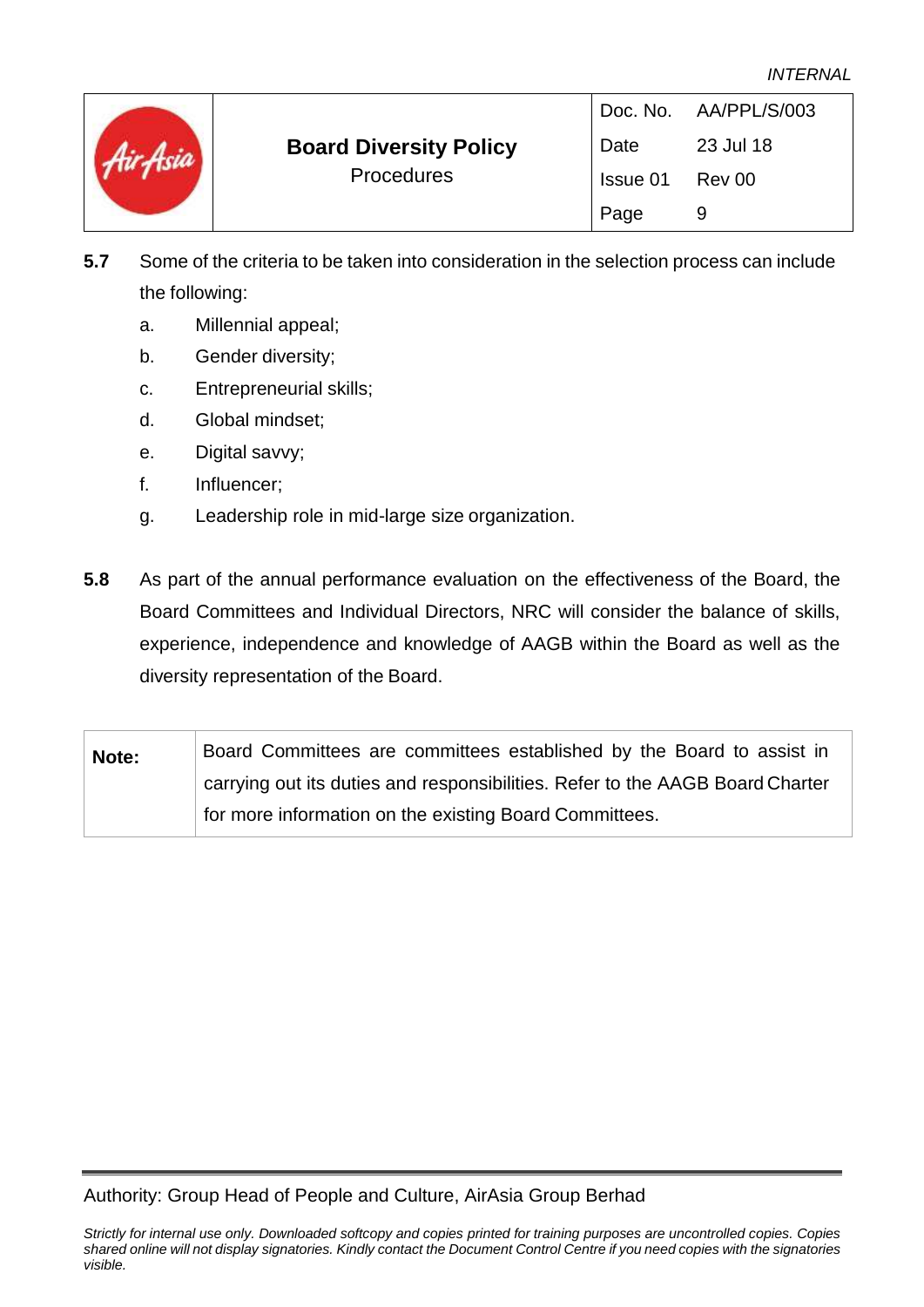**5.7** Some of the criteria to be taken into consideration in the selection process can include the following:

a. Millennial appeal;

b. Gender diversity;

c. Entrepreneurial skills;

d. Global mindset;

e. Digital savvy;

f. Influencer;

g. Leadership role in mid-large size organization.

**5.8** As part of the annual performance evaluation on the effectiveness of the Board, the Board Committees and Individual Directors, NRC will consider the balance of skills, experience, independence and knowledge of AAGB within the Board as well as the diversity representation of the Board.

| **Note:** | Board Committees are committees established by the Board to assist in carrying out its duties and responsibilities. Refer to the AAGB Board Charter for more information on the existing Board Committees. |
|---|---|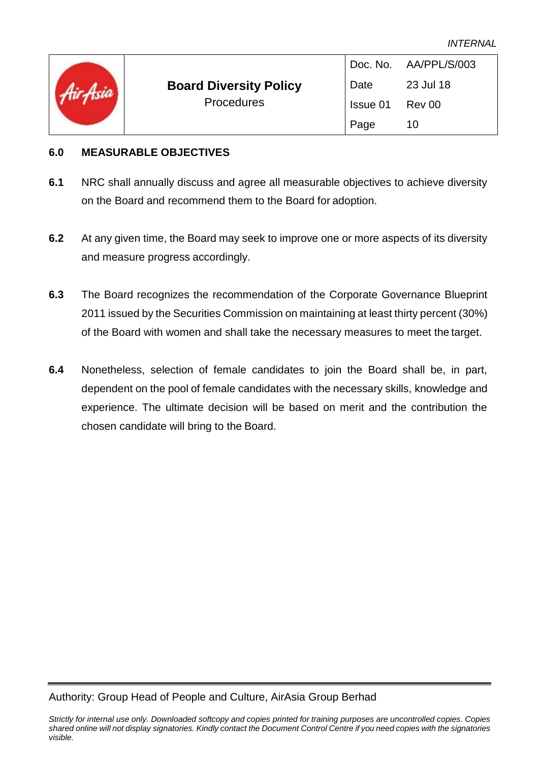## 6.0 MEASURABLE OBJECTIVES

**6.1** NRC shall annually discuss and agree all measurable objectives to achieve diversity on the Board and recommend them to the Board for adoption.

**6.2** At any given time, the Board may seek to improve one or more aspects of its diversity and measure progress accordingly.

**6.3** The Board recognizes the recommendation of the Corporate Governance Blueprint 2011 issued by the Securities Commission on maintaining at least thirty percent (30%) of the Board with women and shall take the necessary measures to meet the target.

**6.4** Nonetheless, selection of female candidates to join the Board shall be, in part, dependent on the pool of female candidates with the necessary skills, knowledge and experience. The ultimate decision will be based on merit and the contribution the chosen candidate will bring to the Board.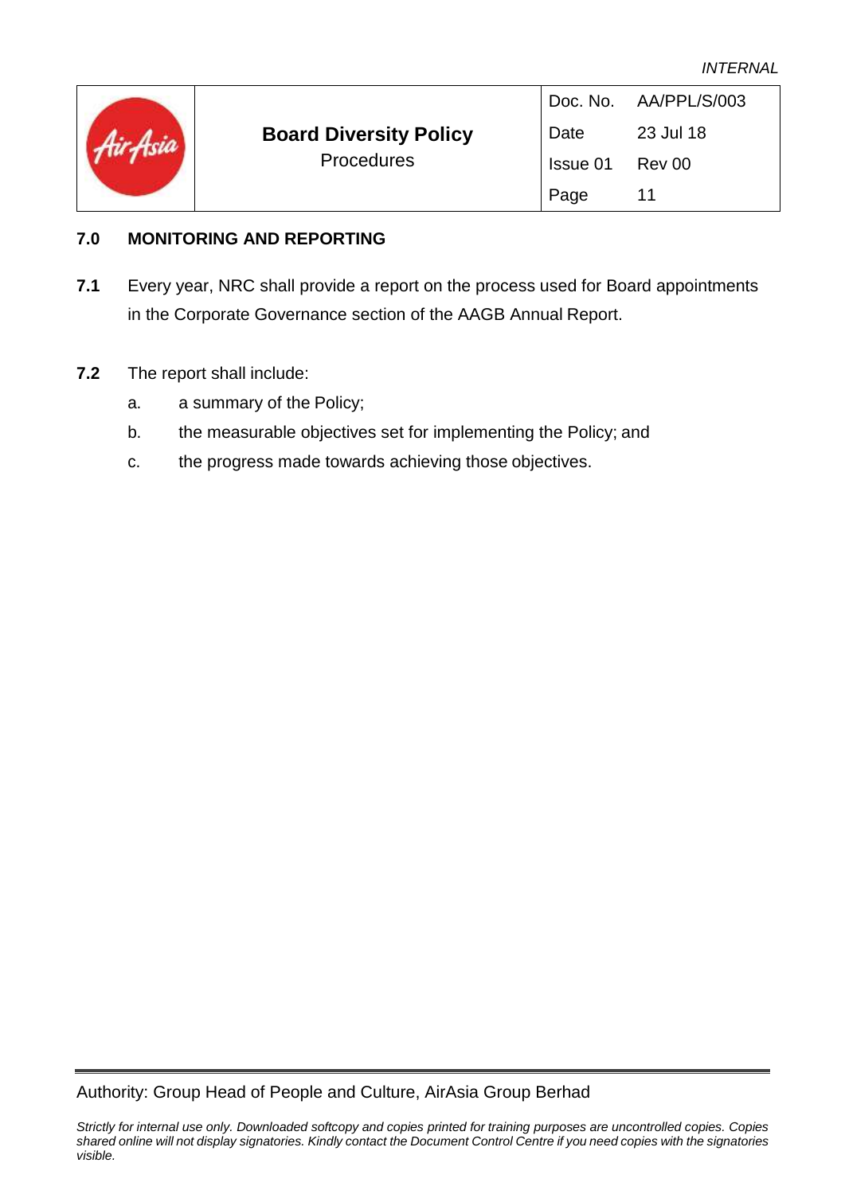## 7.0 MONITORING AND REPORTING

**7.1** Every year, NRC shall provide a report on the process used for Board appointments in the Corporate Governance section of the AAGB Annual Report.

**7.2** The report shall include:

a. a summary of the Policy;

b. the measurable objectives set for implementing the Policy; and

c. the progress made towards achieving those objectives.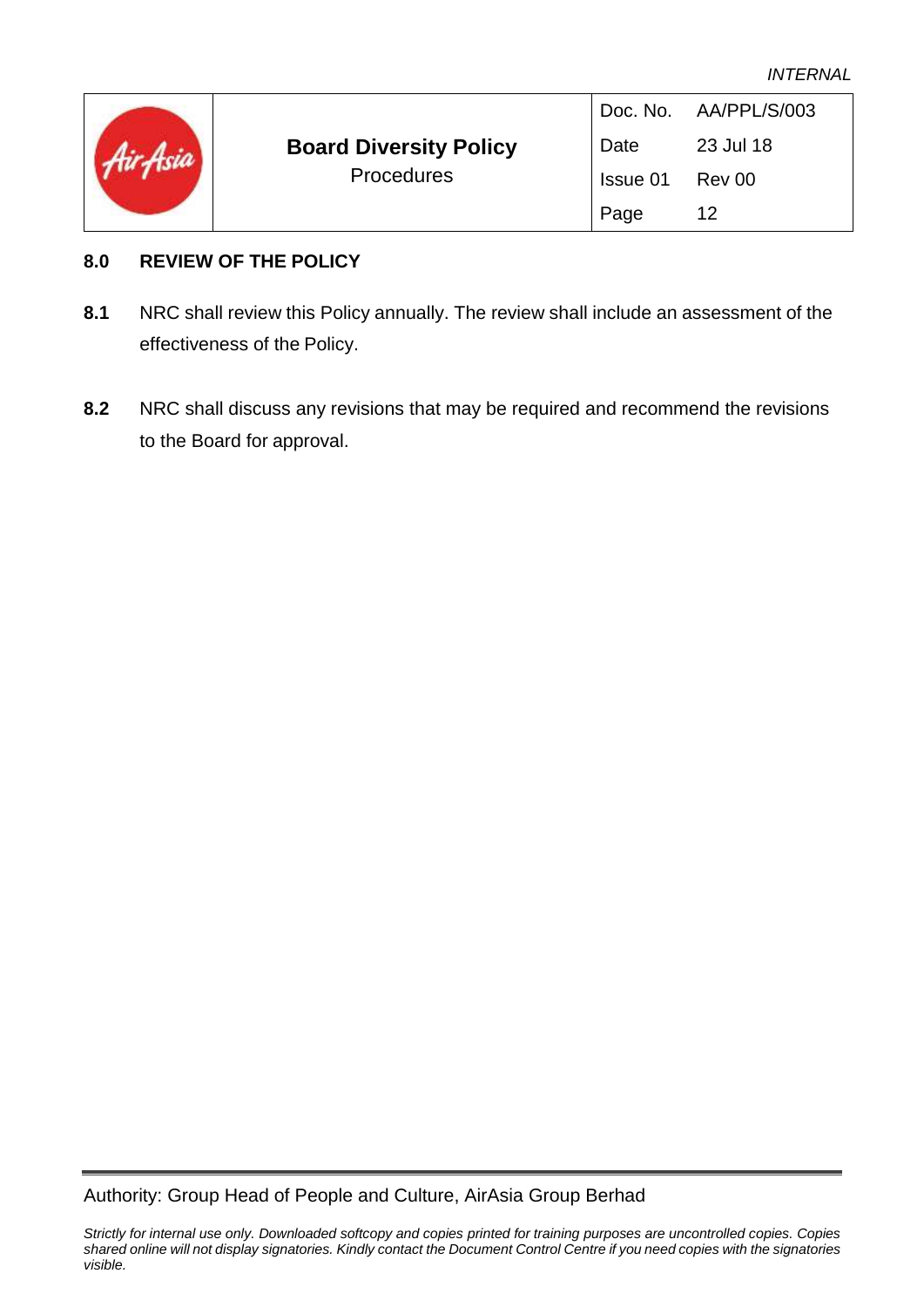## 8.0 REVIEW OF THE POLICY

**8.1** NRC shall review this Policy annually. The review shall include an assessment of the effectiveness of the Policy.

**8.2** NRC shall discuss any revisions that may be required and recommend the revisions to the Board for approval.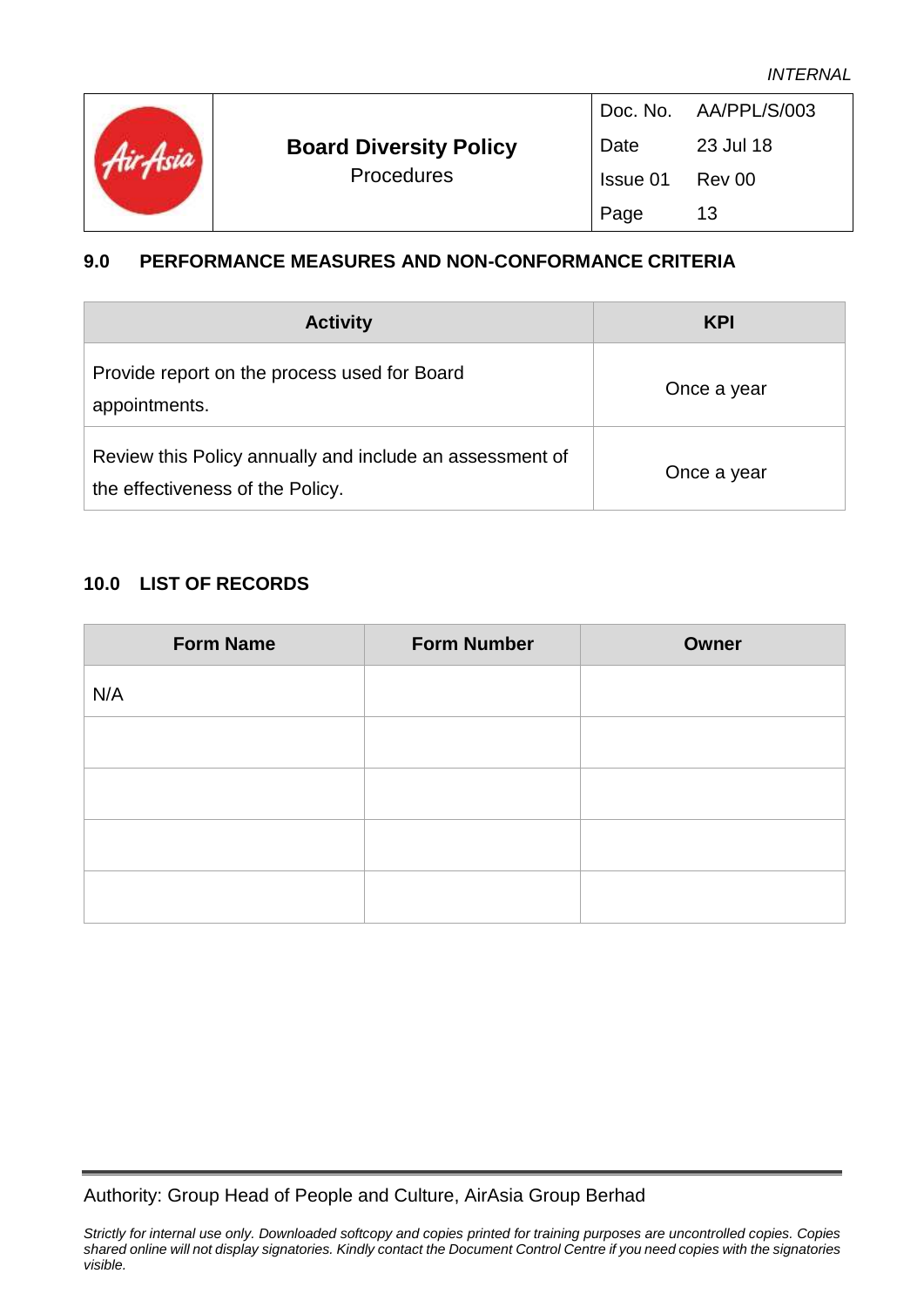## 9.0 PERFORMANCE MEASURES AND NON-CONFORMANCE CRITERIA

| Activity | KPI |
| --- | --- |
| Provide report on the process used for Board appointments. | Once a year |
| Review this Policy annually and include an assessment of the effectiveness of the Policy. | Once a year |

## 10.0 LIST OF RECORDS

| Form Name | Form Number | Owner |
| --- | --- | --- |
| N/A | | |
| | | |
| | | |
| | | |
| | | |

Authority: Group Head of People and Culture, AirAsia Group Berhad

*Strictly for internal use only. Downloaded softcopy and copies printed for training purposes are uncontrolled copies. Copies shared online will not display signatories. Kindly contact the Document Control Centre if you need copies with the signatories visible.*